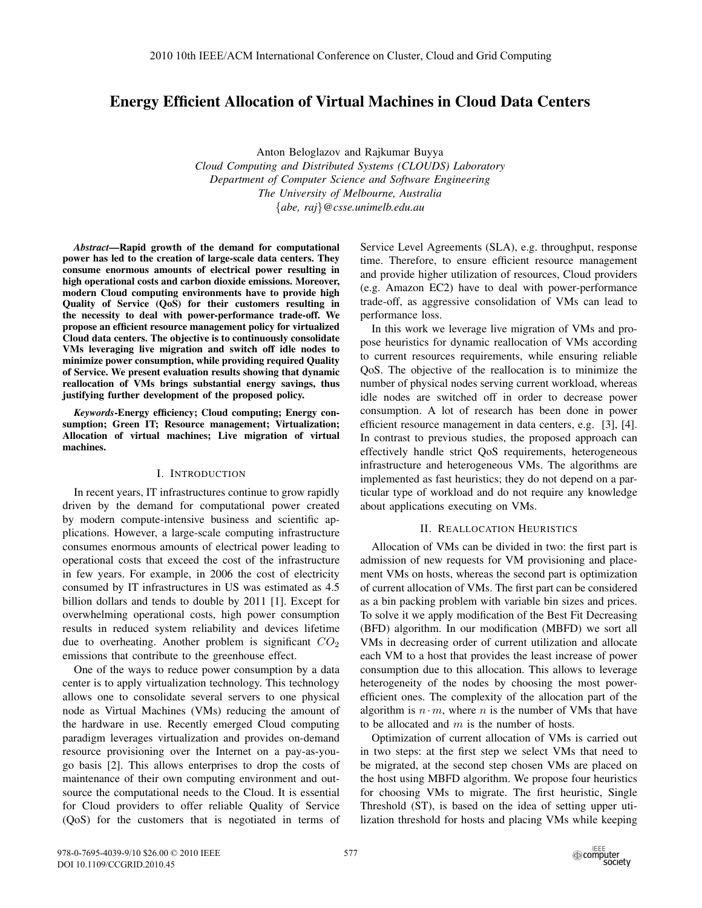# Energy Efficient Allocation of Virtual Machines in Cloud Data Centers

Anton Beloglazov and Rajkumar Buyya
*Cloud Computing and Distributed Systems (CLOUDS) Laboratory*
*Department of Computer Science and Software Engineering*
*The University of Melbourne, Australia*
*{abe, raj}@csse.unimelb.edu.au*

***Abstract*—Rapid growth of the demand for computational power has led to the creation of large-scale data centers. They consume enormous amounts of electrical power resulting in high operational costs and carbon dioxide emissions. Moreover, modern Cloud computing environments have to provide high Quality of Service (QoS) for their customers resulting in the necessity to deal with power-performance trade-off. We propose an efficient resource management policy for virtualized Cloud data centers. The objective is to continuously consolidate VMs leveraging live migration and switch off idle nodes to minimize power consumption, while providing required Quality of Service. We present evaluation results showing that dynamic reallocation of VMs brings substantial energy savings, thus justifying further development of the proposed policy.**

***Keywords*-Energy efficiency; Cloud computing; Energy consumption; Green IT; Resource management; Virtualization; Allocation of virtual machines; Live migration of virtual machines.**

## I. Introduction

In recent years, IT infrastructures continue to grow rapidly driven by the demand for computational power created by modern compute-intensive business and scientific applications. However, a large-scale computing infrastructure consumes enormous amounts of electrical power leading to operational costs that exceed the cost of the infrastructure in few years. For example, in 2006 the cost of electricity consumed by IT infrastructures in US was estimated as 4.5 billion dollars and tends to double by 2011 [1]. Except for overwhelming operational costs, high power consumption results in reduced system reliability and devices lifetime due to overheating. Another problem is significant $CO_2$ emissions that contribute to the greenhouse effect.

One of the ways to reduce power consumption by a data center is to apply virtualization technology. This technology allows one to consolidate several servers to one physical node as Virtual Machines (VMs) reducing the amount of the hardware in use. Recently emerged Cloud computing paradigm leverages virtualization and provides on-demand resource provisioning over the Internet on a pay-as-you-go basis [2]. This allows enterprises to drop the costs of maintenance of their own computing environment and outsource the computational needs to the Cloud. It is essential for Cloud providers to offer reliable Quality of Service (QoS) for the customers that is negotiated in terms of Service Level Agreements (SLA), e.g. throughput, response time. Therefore, to ensure efficient resource management and provide higher utilization of resources, Cloud providers (e.g. Amazon EC2) have to deal with power-performance trade-off, as aggressive consolidation of VMs can lead to performance loss.

In this work we leverage live migration of VMs and propose heuristics for dynamic reallocation of VMs according to current resources requirements, while ensuring reliable QoS. The objective of the reallocation is to minimize the number of physical nodes serving current workload, whereas idle nodes are switched off in order to decrease power consumption. A lot of research has been done in power efficient resource management in data centers, e.g. [3], [4]. In contrast to previous studies, the proposed approach can effectively handle strict QoS requirements, heterogeneous infrastructure and heterogeneous VMs. The algorithms are implemented as fast heuristics; they do not depend on a particular type of workload and do not require any knowledge about applications executing on VMs.

## II. Reallocation Heuristics

Allocation of VMs can be divided in two: the first part is admission of new requests for VM provisioning and placement VMs on hosts, whereas the second part is optimization of current allocation of VMs. The first part can be considered as a bin packing problem with variable bin sizes and prices. To solve it we apply modification of the Best Fit Decreasing (BFD) algorithm. In our modification (MBFD) we sort all VMs in decreasing order of current utilization and allocate each VM to a host that provides the least increase of power consumption due to this allocation. This allows to leverage heterogeneity of the nodes by choosing the most power-efficient ones. The complexity of the allocation part of the algorithm is $n \cdot m$, where $n$ is the number of VMs that have to be allocated and $m$ is the number of hosts.

Optimization of current allocation of VMs is carried out in two steps: at the first step we select VMs that need to be migrated, at the second step chosen VMs are placed on the host using MBFD algorithm. We propose four heuristics for choosing VMs to migrate. The first heuristic, Single Threshold (ST), is based on the idea of setting upper utilization threshold for hosts and placing VMs while keeping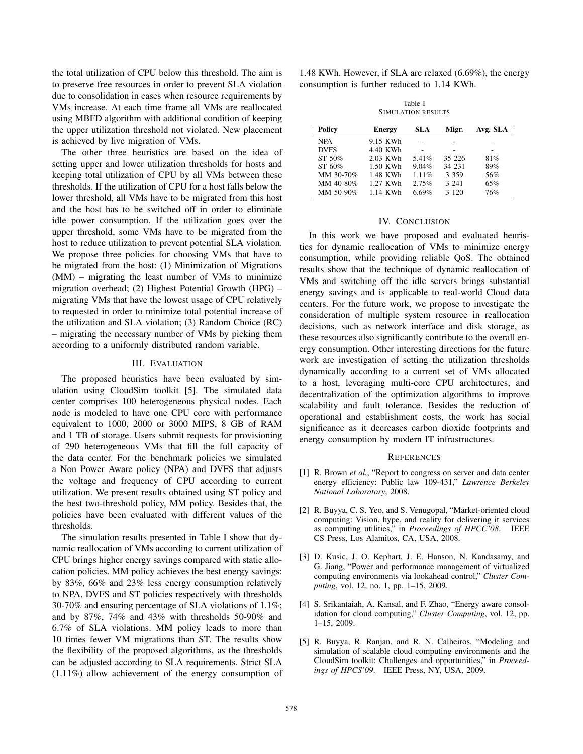the total utilization of CPU below this threshold. The aim is to preserve free resources in order to prevent SLA violation due to consolidation in cases when resource requirements by VMs increase. At each time frame all VMs are reallocated using MBFD algorithm with additional condition of keeping the upper utilization threshold not violated. New placement is achieved by live migration of VMs.

The other three heuristics are based on the idea of setting upper and lower utilization thresholds for hosts and keeping total utilization of CPU by all VMs between these thresholds. If the utilization of CPU for a host falls below the lower threshold, all VMs have to be migrated from this host and the host has to be switched off in order to eliminate idle power consumption. If the utilization goes over the upper threshold, some VMs have to be migrated from the host to reduce utilization to prevent potential SLA violation. We propose three policies for choosing VMs that have to be migrated from the host: (1) Minimization of Migrations (MM) – migrating the least number of VMs to minimize migration overhead; (2) Highest Potential Growth (HPG) – migrating VMs that have the lowest usage of CPU relatively to requested in order to minimize total potential increase of the utilization and SLA violation; (3) Random Choice (RC) – migrating the necessary number of VMs by picking them according to a uniformly distributed random variable.

## III. Evaluation

The proposed heuristics have been evaluated by simulation using CloudSim toolkit [5]. The simulated data center comprises 100 heterogeneous physical nodes. Each node is modeled to have one CPU core with performance equivalent to 1000, 2000 or 3000 MIPS, 8 GB of RAM and 1 TB of storage. Users submit requests for provisioning of 290 heterogeneous VMs that fill the full capacity of the data center. For the benchmark policies we simulated a Non Power Aware policy (NPA) and DVFS that adjusts the voltage and frequency of CPU according to current utilization. We present results obtained using ST policy and the best two-threshold policy, MM policy. Besides that, the policies have been evaluated with different values of the thresholds.

The simulation results presented in Table I show that dynamic reallocation of VMs according to current utilization of CPU brings higher energy savings compared with static allocation policies. MM policy achieves the best energy savings: by 83%, 66% and 23% less energy consumption relatively to NPA, DVFS and ST policies respectively with thresholds 30-70% and ensuring percentage of SLA violations of 1.1%; and by 87%, 74% and 43% with thresholds 50-90% and 6.7% of SLA violations. MM policy leads to more than 10 times fewer VM migrations than ST. The results show the flexibility of the proposed algorithms, as the thresholds can be adjusted according to SLA requirements. Strict SLA (1.11%) allow achievement of the energy consumption of 1.48 KWh. However, if SLA are relaxed (6.69%), the energy consumption is further reduced to 1.14 KWh.

Table I
Simulation results

| Policy | Energy | SLA | Migr. | Avg. SLA |
|---|---|---|---|---|
| NPA | 9.15 KWh | - | - | - |
| DVFS | 4.40 KWh | - | - | - |
| ST 50% | 2.03 KWh | 5.41% | 35 226 | 81% |
| ST 60% | 1.50 KWh | 9.04% | 34 231 | 89% |
| MM 30-70% | 1.48 KWh | 1.11% | 3 359 | 56% |
| MM 40-80% | 1.27 KWh | 2.75% | 3 241 | 65% |
| MM 50-90% | 1.14 KWh | 6.69% | 3 120 | 76% |

## IV. Conclusion

In this work we have proposed and evaluated heuristics for dynamic reallocation of VMs to minimize energy consumption, while providing reliable QoS. The obtained results show that the technique of dynamic reallocation of VMs and switching off the idle servers brings substantial energy savings and is applicable to real-world Cloud data centers. For the future work, we propose to investigate the consideration of multiple system resource in reallocation decisions, such as network interface and disk storage, as these resources also significantly contribute to the overall energy consumption. Other interesting directions for the future work are investigation of setting the utilization thresholds dynamically according to a current set of VMs allocated to a host, leveraging multi-core CPU architectures, and decentralization of the optimization algorithms to improve scalability and fault tolerance. Besides the reduction of operational and establishment costs, the work has social significance as it decreases carbon dioxide footprints and energy consumption by modern IT infrastructures.

## References

[1] R. Brown *et al.*, "Report to congress on server and data center energy efficiency: Public law 109-431," *Lawrence Berkeley National Laboratory*, 2008.

[2] R. Buyya, C. S. Yeo, and S. Venugopal, "Market-oriented cloud computing: Vision, hype, and reality for delivering it services as computing utilities," in *Proceedings of HPCC'08*. IEEE CS Press, Los Alamitos, CA, USA, 2008.

[3] D. Kusic, J. O. Kephart, J. E. Hanson, N. Kandasamy, and G. Jiang, "Power and performance management of virtualized computing environments via lookahead control," *Cluster Computing*, vol. 12, no. 1, pp. 1–15, 2009.

[4] S. Srikantaiah, A. Kansal, and F. Zhao, "Energy aware consolidation for cloud computing," *Cluster Computing*, vol. 12, pp. 1–15, 2009.

[5] R. Buyya, R. Ranjan, and R. N. Calheiros, "Modeling and simulation of scalable cloud computing environments and the CloudSim toolkit: Challenges and opportunities," in *Proceedings of HPCS'09*. IEEE Press, NY, USA, 2009.